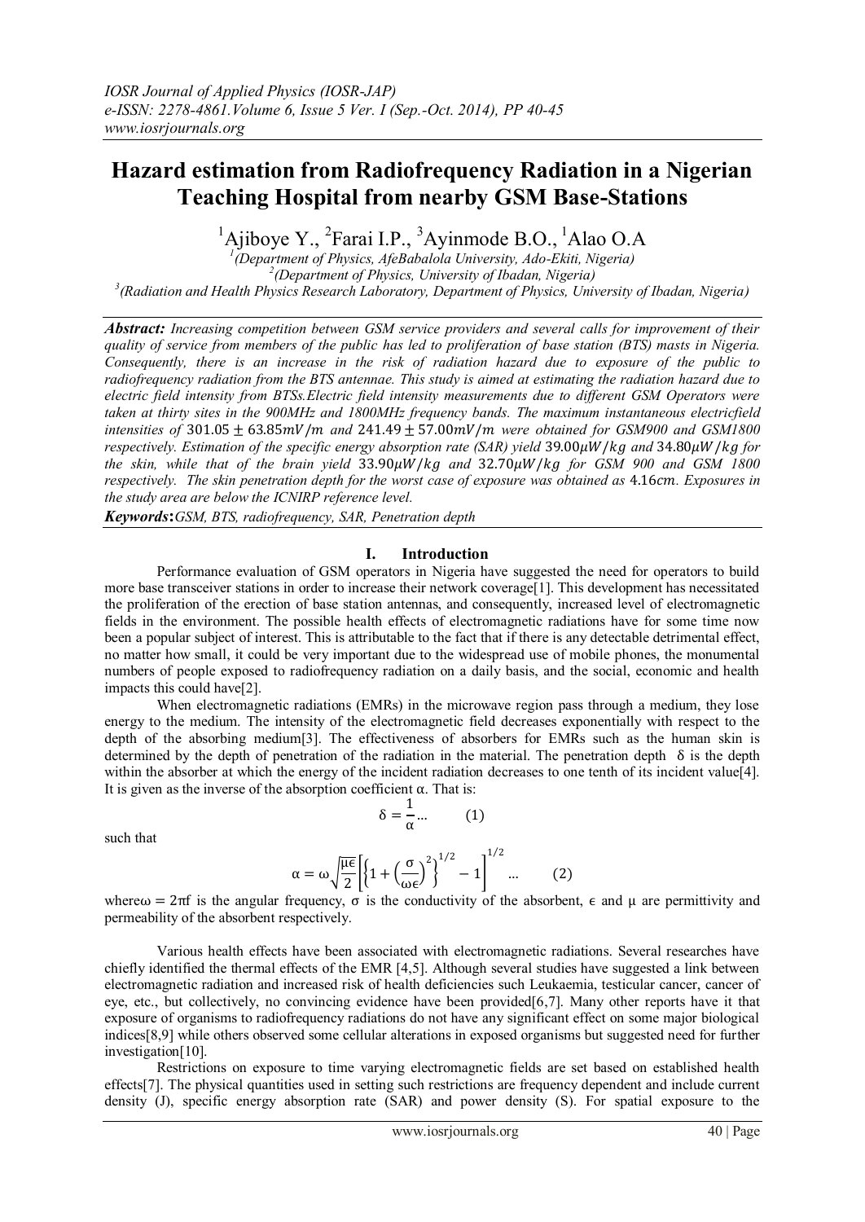# Hazard estimation from Radiofrequency Radiation in a Nigerian Teaching Hospital from nearby GSM Base-Stations

[1]Ajiboye Y., [2]Farai I.P., [3]Ayinmode B.O., [1]Alao O.A

[1](Department of Physics, AfeBabalola University, Ado-Ekiti, Nigeria)
[2](Department of Physics, University of Ibadan, Nigeria)
[3](Radiation and Health Physics Research Laboratory, Department of Physics, University of Ibadan, Nigeria)

***Abstract:*** *Increasing competition between GSM service providers and several calls for improvement of their quality of service from members of the public has led to proliferation of base station (BTS) masts in Nigeria. Consequently, there is an increase in the risk of radiation hazard due to exposure of the public to radiofrequency radiation from the BTS antennae. This study is aimed at estimating the radiation hazard due to electric field intensity from BTSs.Electric field intensity measurements due to different GSM Operators were taken at thirty sites in the 900MHz and 1800MHz frequency bands. The maximum instantaneous electricfield intensities of* $301.05 \pm 63.85 mV/m$ *and* $241.49 \pm 57.00 mV/m$ *were obtained for GSM900 and GSM1800 respectively. Estimation of the specific energy absorption rate (SAR) yield* $39.00 \mu W/kg$ *and* $34.80 \mu W/kg$ *for the skin, while that of the brain yield* $33.90 \mu W/kg$ *and* $32.70 \mu W/kg$ *for GSM 900 and GSM 1800 respectively. The skin penetration depth for the worst case of exposure was obtained as* $4.16 cm$*. Exposures in the study area are below the ICNIRP reference level.*

***Keywords*****:** *GSM, BTS, radiofrequency, SAR, Penetration depth*

## I. Introduction

Performance evaluation of GSM operators in Nigeria have suggested the need for operators to build more base transceiver stations in order to increase their network coverage[1]. This development has necessitated the proliferation of the erection of base station antennas, and consequently, increased level of electromagnetic fields in the environment. The possible health effects of electromagnetic radiations have for some time now been a popular subject of interest. This is attributable to the fact that if there is any detectable detrimental effect, no matter how small, it could be very important due to the widespread use of mobile phones, the monumental numbers of people exposed to radiofrequency radiation on a daily basis, and the social, economic and health impacts this could have[2].

When electromagnetic radiations (EMRs) in the microwave region pass through a medium, they lose energy to the medium. The intensity of the electromagnetic field decreases exponentially with respect to the depth of the absorbing medium[3]. The effectiveness of absorbers for EMRs such as the human skin is determined by the depth of penetration of the radiation in the material. The penetration depth $\delta$ is the depth within the absorber at which the energy of the incident radiation decreases to one tenth of its incident value[4]. It is given as the inverse of the absorption coefficient $\alpha$. That is:

$$\delta = \frac{1}{\alpha} \ldots \qquad (1)$$

such that

$$\alpha = \omega\sqrt{\frac{\mu\epsilon}{2}}\left[\left\{1 + \left(\frac{\sigma}{\omega\epsilon}\right)^2\right\}^{1/2} - 1\right]^{1/2} \ldots \qquad (2)$$

where $\omega = 2\pi f$ is the angular frequency, $\sigma$ is the conductivity of the absorbent, $\epsilon$ and $\mu$ are permittivity and permeability of the absorbent respectively.

Various health effects have been associated with electromagnetic radiations. Several researches have chiefly identified the thermal effects of the EMR [4,5]. Although several studies have suggested a link between electromagnetic radiation and increased risk of health deficiencies such Leukaemia, testicular cancer, cancer of eye, etc., but collectively, no convincing evidence have been provided[6,7]. Many other reports have it that exposure of organisms to radiofrequency radiations do not have any significant effect on some major biological indices[8,9] while others observed some cellular alterations in exposed organisms but suggested need for further investigation[10].

Restrictions on exposure to time varying electromagnetic fields are set based on established health effects[7]. The physical quantities used in setting such restrictions are frequency dependent and include current density (J), specific energy absorption rate (SAR) and power density (S). For spatial exposure to the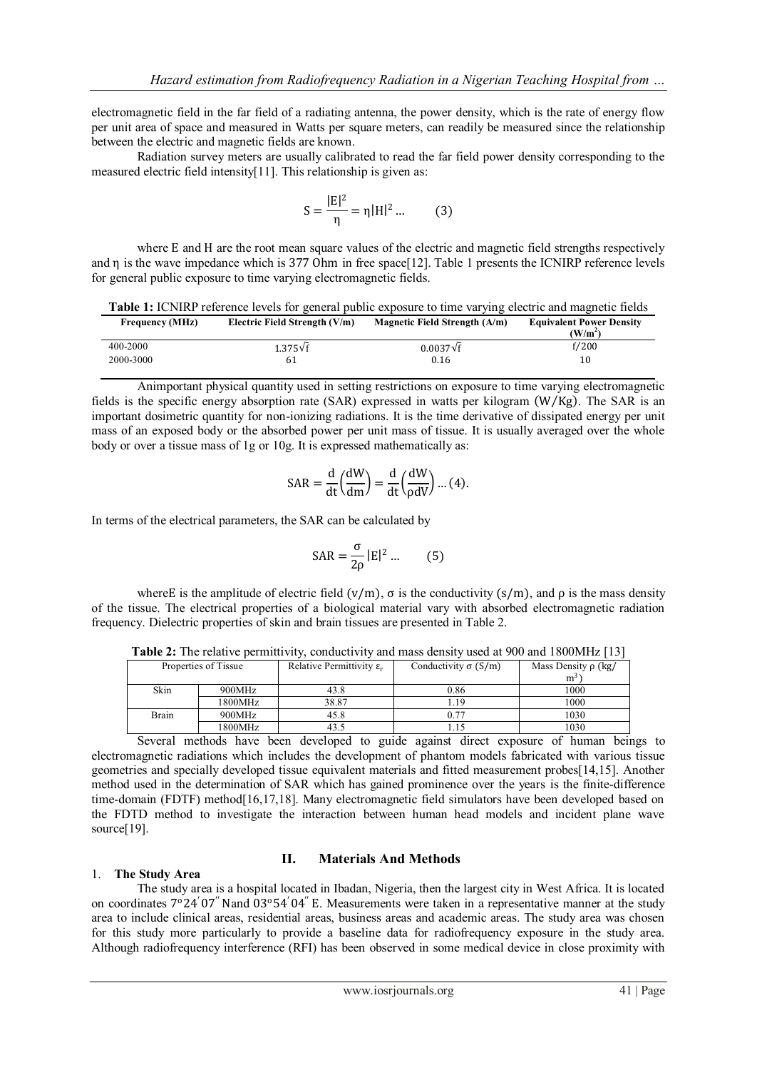electromagnetic field in the far field of a radiating antenna, the power density, which is the rate of energy flow per unit area of space and measured in Watts per square meters, can readily be measured since the relationship between the electric and magnetic fields are known.

Radiation survey meters are usually calibrated to read the far field power density corresponding to the measured electric field intensity[11]. This relationship is given as:

$$S = \frac{|E|^2}{\eta} = \eta |H|^2 \ldots \qquad (3)$$

where E and H are the root mean square values of the electric and magnetic field strengths respectively and η is the wave impedance which is 377 Ohm in free space[12]. Table 1 presents the ICNIRP reference levels for general public exposure to time varying electromagnetic fields.

**Table 1:** ICNIRP reference levels for general public exposure to time varying electric and magnetic fields

| Frequency (MHz) | Electric Field Strength (V/m) | Magnetic Field Strength (A/m) | Equivalent Power Density (W/m$^2$) |
|---|---|---|---|
| 400-2000 | $1.375\sqrt{f}$ | $0.0037\sqrt{f}$ | $f/200$ |
| 2000-3000 | 61 | 0.16 | 10 |

Animportant physical quantity used in setting restrictions on exposure to time varying electromagnetic fields is the specific energy absorption rate (SAR) expressed in watts per kilogram (W/Kg). The SAR is an important dosimetric quantity for non-ionizing radiations. It is the time derivative of dissipated energy per unit mass of an exposed body or the absorbed power per unit mass of tissue. It is usually averaged over the whole body or over a tissue mass of 1g or 10g. It is expressed mathematically as:

$$\mathrm{SAR} = \frac{d}{dt}\left(\frac{dW}{dm}\right) = \frac{d}{dt}\left(\frac{dW}{\rho dV}\right) \ldots (4).$$

In terms of the electrical parameters, the SAR can be calculated by

$$\mathrm{SAR} = \frac{\sigma}{2\rho}|E|^2 \ldots \qquad (5)$$

whereE is the amplitude of electric field (v/m), σ is the conductivity (s/m), and ρ is the mass density of the tissue. The electrical properties of a biological material vary with absorbed electromagnetic radiation frequency. Dielectric properties of skin and brain tissues are presented in Table 2.

**Table 2:** The relative permittivity, conductivity and mass density used at 900 and 1800MHz [13]

| Properties of Tissue | | Relative Permittivity $\varepsilon_r$ | Conductivity σ (S/m) | Mass Density ρ (kg/ m$^3$) |
|---|---|---|---|---|
| Skin | 900MHz | 43.8 | 0.86 | 1000 |
| | 1800MHz | 38.87 | 1.19 | 1000 |
| Brain | 900MHz | 45.8 | 0.77 | 1030 |
| | 1800MHz | 43.5 | 1.15 | 1030 |

Several methods have been developed to guide against direct exposure of human beings to electromagnetic radiations which includes the development of phantom models fabricated with various tissue geometries and specially developed tissue equivalent materials and fitted measurement probes[14,15]. Another method used in the determination of SAR which has gained prominence over the years is the finite-difference time-domain (FDTF) method[16,17,18]. Many electromagnetic field simulators have been developed based on the FDTD method to investigate the interaction between human head models and incident plane wave source[19].

## II. Materials And Methods

### 1. The Study Area

The study area is a hospital located in Ibadan, Nigeria, then the largest city in West Africa. It is located on coordinates 7°24′07″ Nand 03°54′04″ E. Measurements were taken in a representative manner at the study area to include clinical areas, residential areas, business areas and academic areas. The study area was chosen for this study more particularly to provide a baseline data for radiofrequency exposure in the study area. Although radiofrequency interference (RFI) has been observed in some medical device in close proximity with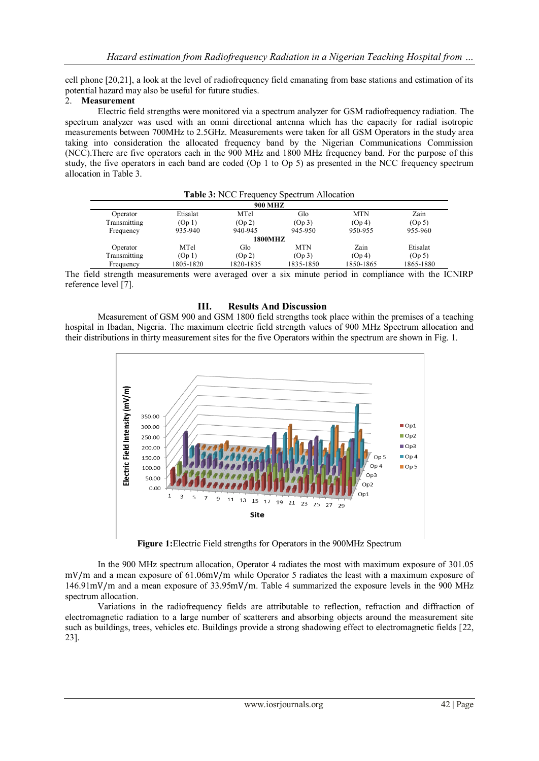cell phone [20,21], a look at the level of radiofrequency field emanating from base stations and estimation of its potential hazard may also be useful for future studies.

2. **Measurement**

Electric field strengths were monitored via a spectrum analyzer for GSM radiofrequency radiation. The spectrum analyzer was used with an omni directional antenna which has the capacity for radial isotropic measurements between 700MHz to 2.5GHz. Measurements were taken for all GSM Operators in the study area taking into consideration the allocated frequency band by the Nigerian Communications Commission (NCC).There are five operators each in the 900 MHz and 1800 MHz frequency band. For the purpose of this study, the five operators in each band are coded (Op 1 to Op 5) as presented in the NCC frequency spectrum allocation in Table 3.

**Table 3:** NCC Frequency Spectrum Allocation

| **900 MHZ** | | | | | |
|---|---|---|---|---|---|
| Operator | Etisalat | MTel | Glo | MTN | Zain |
| Transmitting | (Op 1) | (Op 2) | (Op 3) | (Op 4) | (Op 5) |
| Frequency | 935-940 | 940-945 | 945-950 | 950-955 | 955-960 |
| **1800MHZ** | | | | | |
| Operator | MTel | Glo | MTN | Zain | Etisalat |
| Transmitting | (Op 1) | (Op 2) | (Op 3) | (Op 4) | (Op 5) |
| Frequency | 1805-1820 | 1820-1835 | 1835-1850 | 1850-1865 | 1865-1880 |

The field strength measurements were averaged over a six minute period in compliance with the ICNIRP reference level [7].

## III. Results And Discussion

Measurement of GSM 900 and GSM 1800 field strengths took place within the premises of a teaching hospital in Ibadan, Nigeria. The maximum electric field strength values of 900 MHz Spectrum allocation and their distributions in thirty measurement sites for the five Operators within the spectrum are shown in Fig. 1.

**Figure 1:**Electric Field strengths for Operators in the 900MHz Spectrum

In the 900 MHz spectrum allocation, Operator 4 radiates the most with maximum exposure of 301.05 mV/m and a mean exposure of 61.06mV/m while Operator 5 radiates the least with a maximum exposure of 146.91mV/m and a mean exposure of 33.95mV/m. Table 4 summarized the exposure levels in the 900 MHz spectrum allocation.

Variations in the radiofrequency fields are attributable to reflection, refraction and diffraction of electromagnetic radiation to a large number of scatterers and absorbing objects around the measurement site such as buildings, trees, vehicles etc. Buildings provide a strong shadowing effect to electromagnetic fields [22, 23].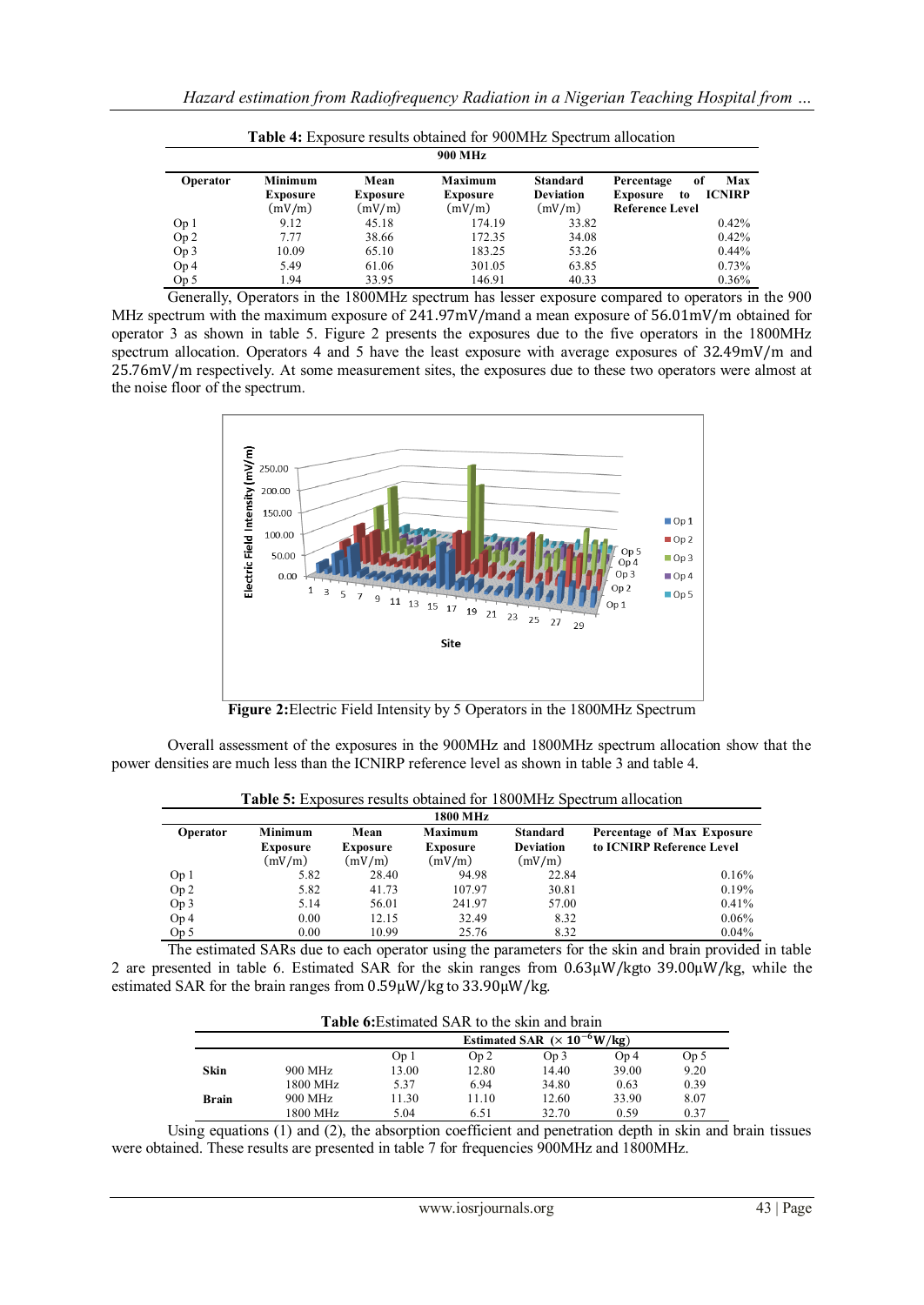**Table 4:** Exposure results obtained for 900MHz Spectrum allocation

| 900 MHz | | | | | |
|---|---|---|---|---|---|
| Operator | Minimum Exposure (mV/m) | Mean Exposure (mV/m) | Maximum Exposure (mV/m) | Standard Deviation (mV/m) | Percentage of Max Exposure to ICNIRP Reference Level |
| Op 1 | 9.12 | 45.18 | 174.19 | 33.82 | 0.42% |
| Op 2 | 7.77 | 38.66 | 172.35 | 34.08 | 0.42% |
| Op 3 | 10.09 | 65.10 | 183.25 | 53.26 | 0.44% |
| Op 4 | 5.49 | 61.06 | 301.05 | 63.85 | 0.73% |
| Op 5 | 1.94 | 33.95 | 146.91 | 40.33 | 0.36% |

Generally, Operators in the 1800MHz spectrum has lesser exposure compared to operators in the 900 MHz spectrum with the maximum exposure of 241.97mV/mand a mean exposure of 56.01mV/m obtained for operator 3 as shown in table 5. Figure 2 presents the exposures due to the five operators in the 1800MHz spectrum allocation. Operators 4 and 5 have the least exposure with average exposures of 32.49mV/m and 25.76mV/m respectively. At some measurement sites, the exposures due to these two operators were almost at the noise floor of the spectrum.

**Figure 2:**Electric Field Intensity by 5 Operators in the 1800MHz Spectrum

Overall assessment of the exposures in the 900MHz and 1800MHz spectrum allocation show that the power densities are much less than the ICNIRP reference level as shown in table 3 and table 4.

**Table 5:** Exposures results obtained for 1800MHz Spectrum allocation

| 1800 MHz | | | | | |
|---|---|---|---|---|---|
| Operator | Minimum Exposure (mV/m) | Mean Exposure (mV/m) | Maximum Exposure (mV/m) | Standard Deviation (mV/m) | Percentage of Max Exposure to ICNIRP Reference Level |
| Op 1 | 5.82 | 28.40 | 94.98 | 22.84 | 0.16% |
| Op 2 | 5.82 | 41.73 | 107.97 | 30.81 | 0.19% |
| Op 3 | 5.14 | 56.01 | 241.97 | 57.00 | 0.41% |
| Op 4 | 0.00 | 12.15 | 32.49 | 8.32 | 0.06% |
| Op 5 | 0.00 | 10.99 | 25.76 | 8.32 | 0.04% |

The estimated SARs due to each operator using the parameters for the skin and brain provided in table 2 are presented in table 6. Estimated SAR for the skin ranges from 0.63μW/kgto 39.00μW/kg, while the estimated SAR for the brain ranges from 0.59μW/kg to 33.90μW/kg.

**Table 6:**Estimated SAR to the skin and brain

| | | Estimated SAR ($\times 10^{-6}$W/kg) | | | | |
|---|---|---|---|---|---|---|
| | | Op 1 | Op 2 | Op 3 | Op 4 | Op 5 |
| **Skin** | 900 MHz | 13.00 | 12.80 | 14.40 | 39.00 | 9.20 |
| | 1800 MHz | 5.37 | 6.94 | 34.80 | 0.63 | 0.39 |
| **Brain** | 900 MHz | 11.30 | 11.10 | 12.60 | 33.90 | 8.07 |
| | 1800 MHz | 5.04 | 6.51 | 32.70 | 0.59 | 0.37 |

Using equations (1) and (2), the absorption coefficient and penetration depth in skin and brain tissues were obtained. These results are presented in table 7 for frequencies 900MHz and 1800MHz.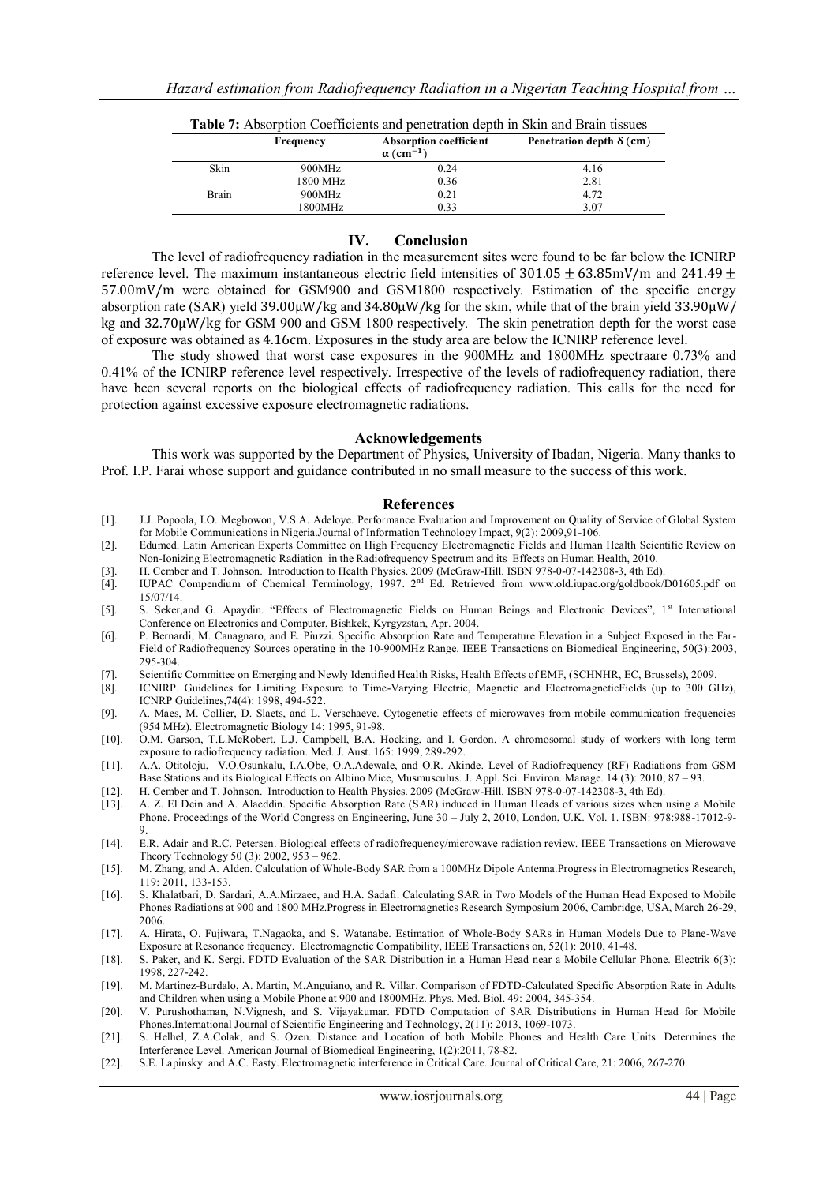**Table 7:** Absorption Coefficients and penetration depth in Skin and Brain tissues

| | Frequency | Absorption coefficient $\alpha\ (\mathrm{cm}^{-1})$ | Penetration depth $\delta$ (cm) |
|---|---|---|---|
| Skin | 900MHz | 0.24 | 4.16 |
| | 1800 MHz | 0.36 | 2.81 |
| Brain | 900MHz | 0.21 | 4.72 |
| | 1800MHz | 0.33 | 3.07 |

## IV. Conclusion

The level of radiofrequency radiation in the measurement sites were found to be far below the ICNIRP reference level. The maximum instantaneous electric field intensities of $301.05 \pm 63.85\mathrm{mV/m}$ and $241.49 \pm 57.00\mathrm{mV/m}$ were obtained for GSM900 and GSM1800 respectively. Estimation of the specific energy absorption rate (SAR) yield $39.00\mu\mathrm{W/kg}$ and $34.80\mu\mathrm{W/kg}$ for the skin, while that of the brain yield $33.90\mu\mathrm{W/kg}$ and $32.70\mu\mathrm{W/kg}$ for GSM 900 and GSM 1800 respectively. The skin penetration depth for the worst case of exposure was obtained as 4.16cm. Exposures in the study area are below the ICNIRP reference level.

The study showed that worst case exposures in the 900MHz and 1800MHz spectraare 0.73% and 0.41% of the ICNIRP reference level respectively. Irrespective of the levels of radiofrequency radiation, there have been several reports on the biological effects of radiofrequency radiation. This calls for the need for protection against excessive exposure electromagnetic radiations.

## Acknowledgements

This work was supported by the Department of Physics, University of Ibadan, Nigeria. Many thanks to Prof. I.P. Farai whose support and guidance contributed in no small measure to the success of this work.

## References

[1]. J.J. Popoola, I.O. Megbowon, V.S.A. Adeloye. Performance Evaluation and Improvement on Quality of Service of Global System for Mobile Communications in Nigeria.Journal of Information Technology Impact, 9(2): 2009,91-106.

[2]. Edumed. Latin American Experts Committee on High Frequency Electromagnetic Fields and Human Health Scientific Review on Non-Ionizing Electromagnetic Radiation in the Radiofrequency Spectrum and its Effects on Human Health, 2010.

[3]. H. Cember and T. Johnson. Introduction to Health Physics. 2009 (McGraw-Hill. ISBN 978-0-07-142308-3, 4th Ed).

[4]. IUPAC Compendium of Chemical Terminology, 1997. 2nd Ed. Retrieved from www.old.iupac.org/goldbook/D01605.pdf on 15/07/14.

[5]. S. Seker,and G. Apaydin. "Effects of Electromagnetic Fields on Human Beings and Electronic Devices", 1st International Conference on Electronics and Computer, Bishkek, Kyrgyzstan, Apr. 2004.

[6]. P. Bernardi, M. Canagnaro, and E. Piuzzi. Specific Absorption Rate and Temperature Elevation in a Subject Exposed in the Far-Field of Radiofrequency Sources operating in the 10-900MHz Range. IEEE Transactions on Biomedical Engineering, 50(3):2003, 295-304.

[7]. Scientific Committee on Emerging and Newly Identified Health Risks, Health Effects of EMF, (SCHNHR, EC, Brussels), 2009.

[8]. ICNIRP. Guidelines for Limiting Exposure to Time-Varying Electric, Magnetic and ElectromagneticFields (up to 300 GHz), ICNRP Guidelines,74(4): 1998, 494-522.

[9]. A. Maes, M. Collier, D. Slaets, and L. Verschaeve. Cytogenetic effects of microwaves from mobile communication frequencies (954 MHz). Electromagnetic Biology 14: 1995, 91-98.

[10]. O.M. Garson, T.L.McRobert, L.J. Campbell, B.A. Hocking, and I. Gordon. A chromosomal study of workers with long term exposure to radiofrequency radiation. Med. J. Aust. 165: 1999, 289-292.

[11]. A.A. Otitoloju, V.O.Osunkalu, I.A.Obe, O.A.Adewale, and O.R. Akinde. Level of Radiofrequency (RF) Radiations from GSM Base Stations and its Biological Effects on Albino Mice, Musmusculus. J. Appl. Sci. Environ. Manage. 14 (3): 2010, 87 – 93.

[12]. H. Cember and T. Johnson. Introduction to Health Physics. 2009 (McGraw-Hill. ISBN 978-0-07-142308-3, 4th Ed).

[13]. A. Z. El Dein and A. Alaeddin. Specific Absorption Rate (SAR) induced in Human Heads of various sizes when using a Mobile Phone. Proceedings of the World Congress on Engineering, June 30 – July 2, 2010, London, U.K. Vol. 1. ISBN: 978:988-17012-9-9.

[14]. E.R. Adair and R.C. Petersen. Biological effects of radiofrequency/microwave radiation review. IEEE Transactions on Microwave Theory Technology 50 (3): 2002, 953 – 962.

[15]. M. Zhang, and A. Alden. Calculation of Whole-Body SAR from a 100MHz Dipole Antenna.Progress in Electromagnetics Research, 119: 2011, 133-153.

[16]. S. Khalatbari, D. Sardari, A.A.Mirzaee, and H.A. Sadafi. Calculating SAR in Two Models of the Human Head Exposed to Mobile Phones Radiations at 900 and 1800 MHz.Progress in Electromagnetics Research Symposium 2006, Cambridge, USA, March 26-29, 2006.

[17]. A. Hirata, O. Fujiwara, T.Nagaoka, and S. Watanabe. Estimation of Whole-Body SARs in Human Models Due to Plane-Wave Exposure at Resonance frequency. Electromagnetic Compatibility, IEEE Transactions on, 52(1): 2010, 41-48.

[18]. S. Paker, and K. Sergi. FDTD Evaluation of the SAR Distribution in a Human Head near a Mobile Cellular Phone. Electrik 6(3): 1998, 227-242.

[19]. M. Martinez-Burdalo, A. Martin, M.Anguiano, and R. Villar. Comparison of FDTD-Calculated Specific Absorption Rate in Adults and Children when using a Mobile Phone at 900 and 1800MHz. Phys. Med. Biol. 49: 2004, 345-354.

[20]. V. Purushothaman, N.Vignesh, and S. Vijayakumar. FDTD Computation of SAR Distributions in Human Head for Mobile Phones.International Journal of Scientific Engineering and Technology, 2(11): 2013, 1069-1073.

[21]. S. Helhel, Z.A.Colak, and S. Ozen. Distance and Location of both Mobile Phones and Health Care Units: Determines the Interference Level. American Journal of Biomedical Engineering, 1(2):2011, 78-82.

[22]. S.E. Lapinsky and A.C. Easty. Electromagnetic interference in Critical Care. Journal of Critical Care, 21: 2006, 267-270.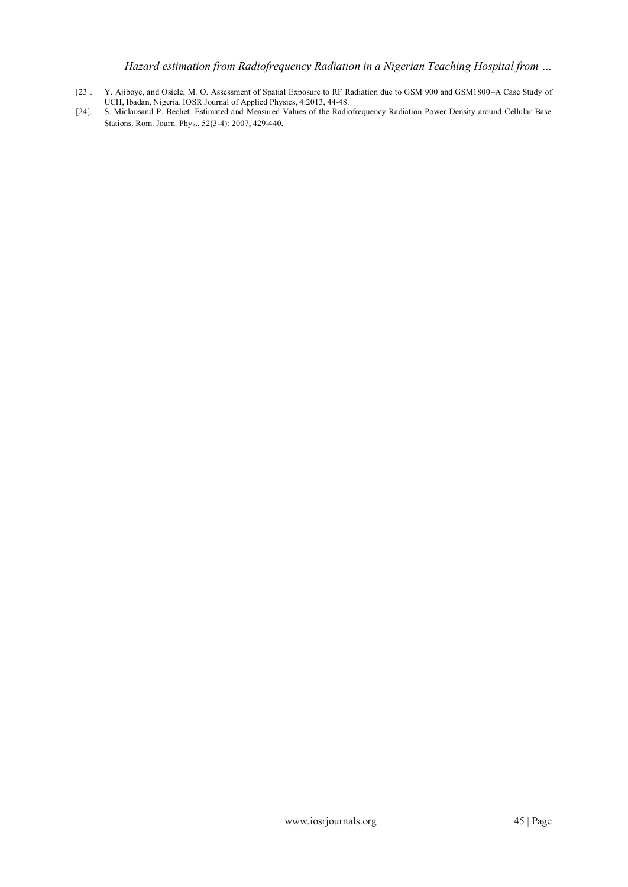[23]. Y. Ajiboye, and Osiele, M. O. Assessment of Spatial Exposure to RF Radiation due to GSM 900 and GSM1800–A Case Study of UCH, Ibadan, Nigeria. IOSR Journal of Applied Physics, 4:2013, 44-48.

[24]. S. Miclausand P. Bechet. Estimated and Measured Values of the Radiofrequency Radiation Power Density around Cellular Base Stations. Rom. Journ. Phys., 52(3-4): 2007, 429-440.